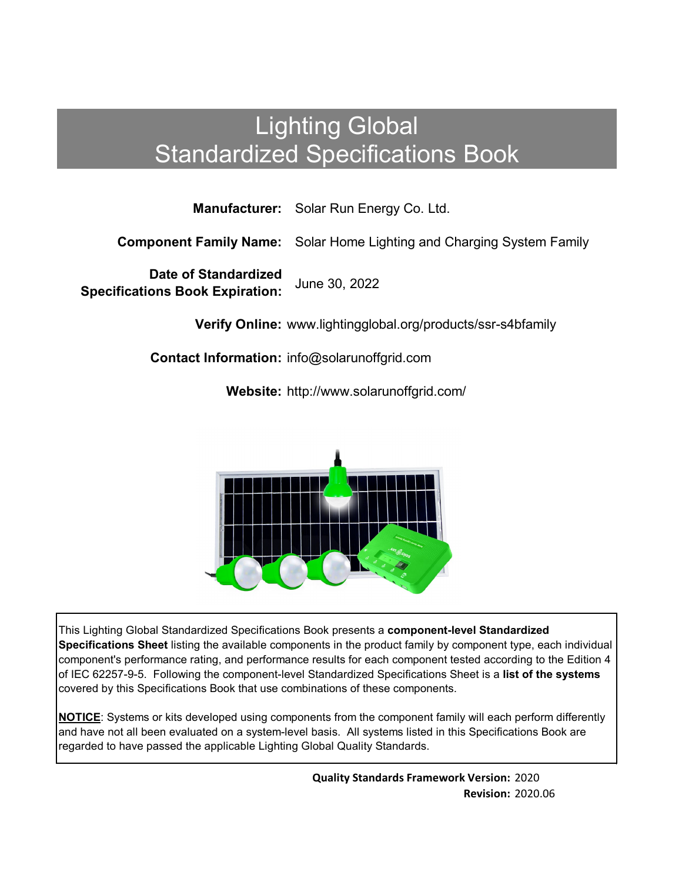# Lighting Global
# Standardized Specifications Book

**Manufacturer:** Solar Run Energy Co. Ltd.

**Component Family Name:** Solar Home Lighting and Charging System Family

**Date of Standardized Specifications Book Expiration:** June 30, 2022

**Verify Online:** www.lightingglobal.org/products/ssr-s4bfamily

**Contact Information:** info@solarunoffgrid.com

**Website:** http://www.solarunoffgrid.com/

This Lighting Global Standardized Specifications Book presents a **component-level Standardized Specifications Sheet** listing the available components in the product family by component type, each individual component's performance rating, and performance results for each component tested according to the Edition 4 of IEC 62257-9-5. Following the component-level Standardized Specifications Sheet is a **list of the systems** covered by this Specifications Book that use combinations of these components.

**NOTICE**: Systems or kits developed using components from the component family will each perform differently and have not all been evaluated on a system-level basis. All systems listed in this Specifications Book are regarded to have passed the applicable Lighting Global Quality Standards.

**Quality Standards Framework Version:** 2020
**Revision:** 2020.06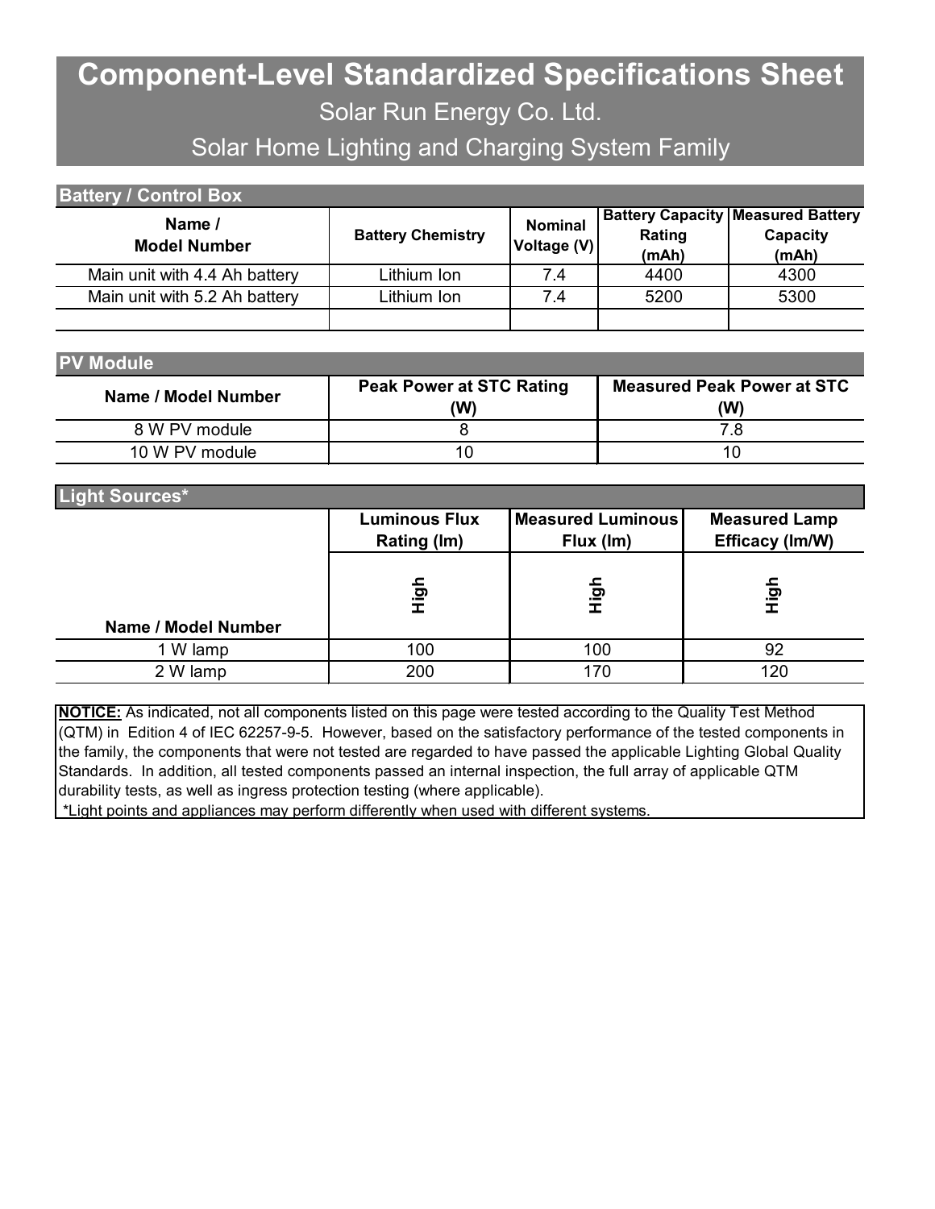# Component-Level Standardized Specifications Sheet

Solar Run Energy Co. Ltd.

Solar Home Lighting and Charging System Family

## Battery / Control Box

| Name / Model Number | Battery Chemistry | Nominal Voltage (V) | Battery Capacity Rating (mAh) | Measured Battery Capacity (mAh) |
|---|---|---|---|---|
| Main unit with 4.4 Ah battery | Lithium Ion | 7.4 | 4400 | 4300 |
| Main unit with 5.2 Ah battery | Lithium Ion | 7.4 | 5200 | 5300 |
| | | | | |

## PV Module

| Name / Model Number | Peak Power at STC Rating (W) | Measured Peak Power at STC (W) |
|---|---|---|
| 8 W PV module | 8 | 7.8 |
| 10 W PV module | 10 | 10 |

## Light Sources*

| Name / Model Number | Luminous Flux Rating (lm) | Measured Luminous Flux (lm) | Measured Lamp Efficacy (lm/W) |
|---|---|---|---|
| | High | High | High |
| 1 W lamp | 100 | 100 | 92 |
| 2 W lamp | 200 | 170 | 120 |

**NOTICE:** As indicated, not all components listed on this page were tested according to the Quality Test Method (QTM) in Edition 4 of IEC 62257-9-5. However, based on the satisfactory performance of the tested components in the family, the components that were not tested are regarded to have passed the applicable Lighting Global Quality Standards. In addition, all tested components passed an internal inspection, the full array of applicable QTM durability tests, as well as ingress protection testing (where applicable).

*Light points and appliances may perform differently when used with different systems.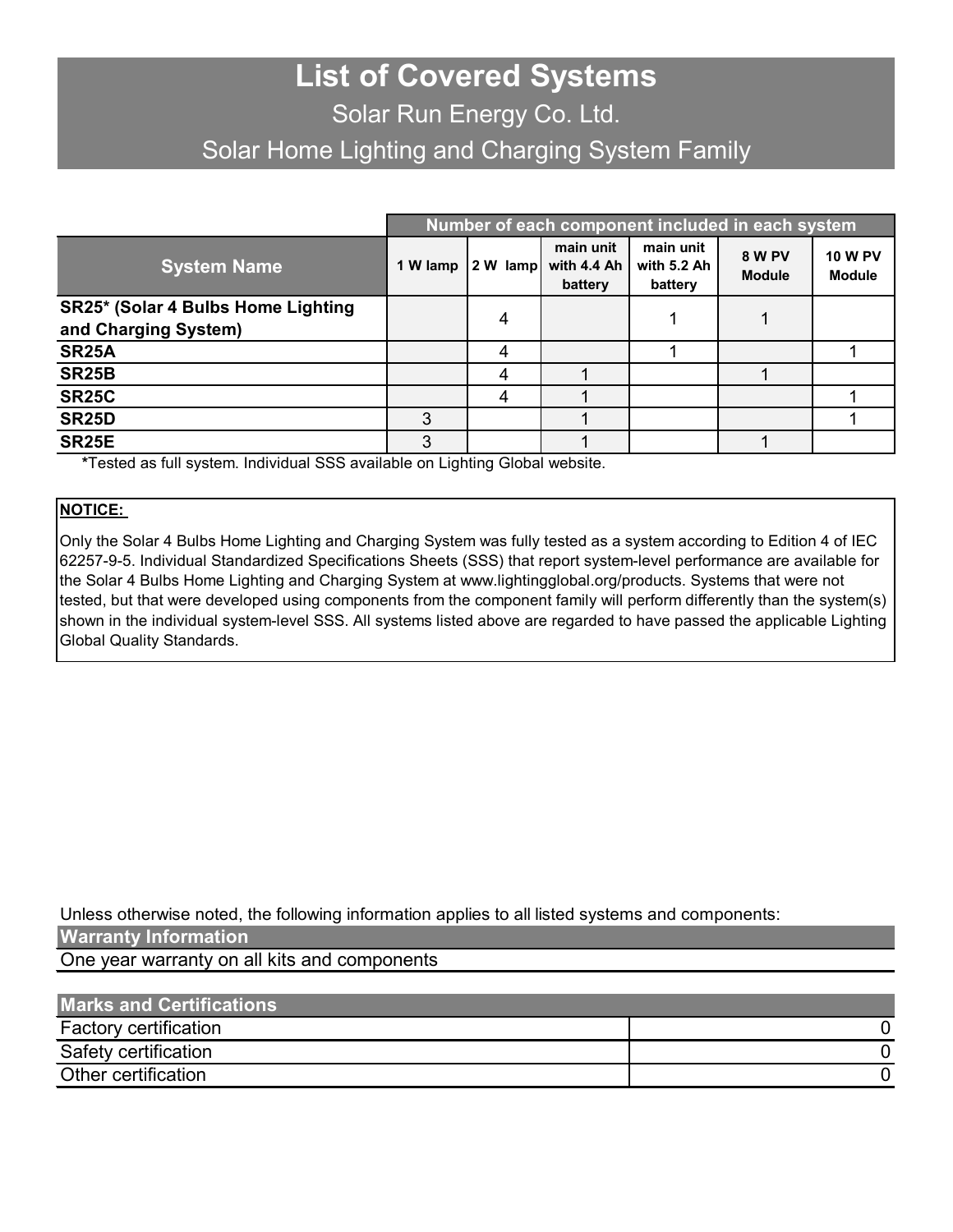# List of Covered Systems

Solar Run Energy Co. Ltd.

Solar Home Lighting and Charging System Family

| | Number of each component included in each system | | | | | |
|---|---|---|---|---|---|---|
| **System Name** | 1 W lamp | 2 W lamp | main unit with 4.4 Ah battery | main unit with 5.2 Ah battery | 8 W PV Module | 10 W PV Module |
| **SR25* (Solar 4 Bulbs Home Lighting and Charging System)** | | 4 | | 1 | 1 | |
| **SR25A** | | 4 | | 1 | | 1 |
| **SR25B** | | 4 | 1 | | 1 | |
| **SR25C** | | 4 | 1 | | | 1 |
| **SR25D** | 3 | | 1 | | | 1 |
| **SR25E** | 3 | | 1 | | 1 | |

***Tested as full system. Individual SSS available on Lighting Global website.**

**NOTICE:**

Only the Solar 4 Bulbs Home Lighting and Charging System was fully tested as a system according to Edition 4 of IEC 62257-9-5. Individual Standardized Specifications Sheets (SSS) that report system-level performance are available for the Solar 4 Bulbs Home Lighting and Charging System at www.lightingglobal.org/products. Systems that were not tested, but that were developed using components from the component family will perform differently than the system(s) shown in the individual system-level SSS. All systems listed above are regarded to have passed the applicable Lighting Global Quality Standards.

Unless otherwise noted, the following information applies to all listed systems and components:

| **Warranty Information** |
|---|
| One year warranty on all kits and components |

| **Marks and Certifications** | |
|---|---|
| Factory certification | 0 |
| Safety certification | 0 |
| Other certification | 0 |